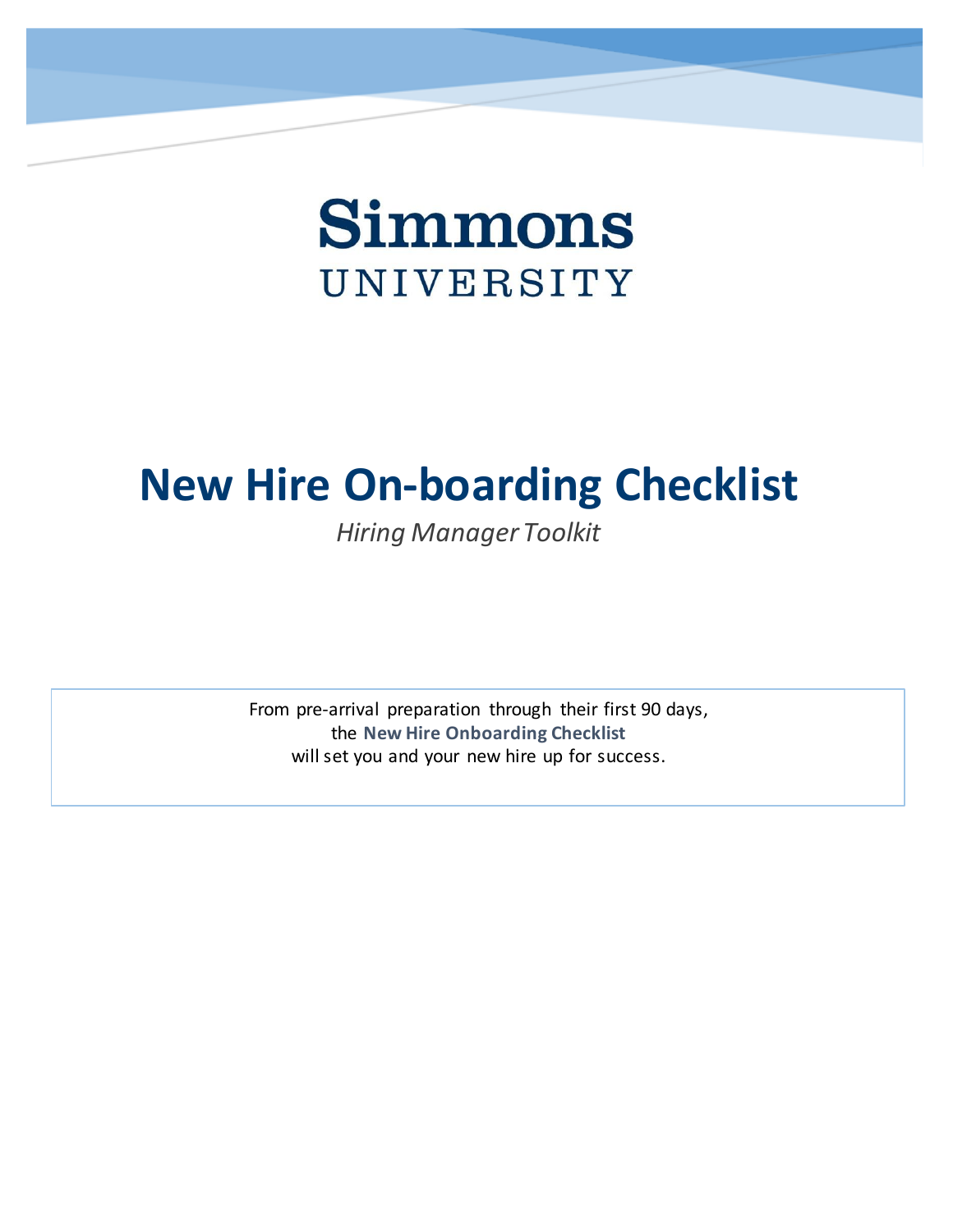Simmons
UNIVERSITY

# New Hire On-boarding Checklist

*Hiring Manager Toolkit*

From pre-arrival preparation through their first 90 days,
the **New Hire Onboarding Checklist**
will set you and your new hire up for success.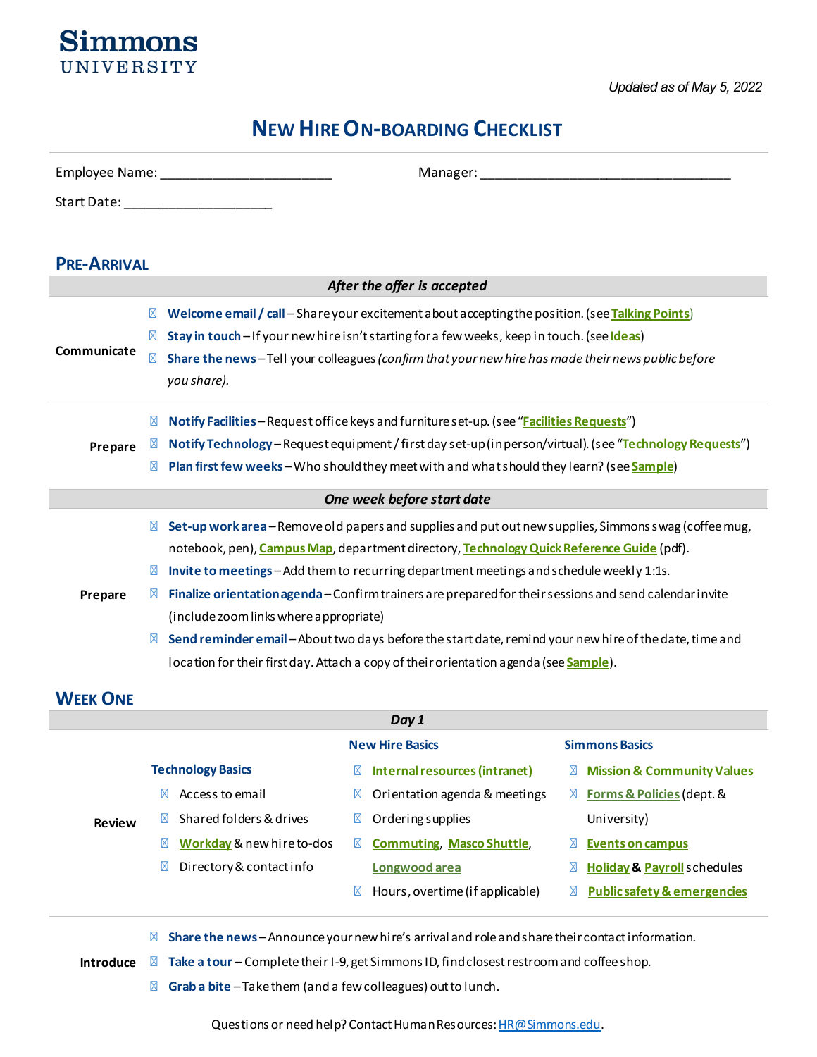Simmons UNIVERSITY

*Updated as of May 5, 2022*

# NEW HIRE ON-BOARDING CHECKLIST

Employee Name: ______________________ Manager: ________________________________

Start Date: ___________________

## PRE-ARRIVAL

***After the offer is accepted***

**Communicate**

- ☐ **Welcome email / call** – Share your excitement about accepting the position. (see **Talking Points**)
- ☐ **Stay in touch** – If your new hire isn't starting for a few weeks, keep in touch. (see **Ideas**)
- ☐ **Share the news** – Tell your colleagues *(confirm that your new hire has made their news public before you share).*

**Prepare**

- ☐ **Notify Facilities** – Request office keys and furniture set-up. (see "**Facilities Requests**")
- ☐ **Notify Technology** – Request equipment / first day set-up (in person/virtual). (see "**Technology Requests**")
- ☐ **Plan first few weeks** – Who should they meet with and what should they learn? (see **Sample**)

***One week before start date***

**Prepare**

- ☐ **Set-up work area** – Remove old papers and supplies and put out new supplies, Simmons swag (coffee mug, notebook, pen), **Campus Map**, department directory, **Technology Quick Reference Guide** (pdf).
- ☐ **Invite to meetings** – Add them to recurring department meetings and schedule weekly 1:1s.
- ☐ **Finalize orientation agenda** – Confirm trainers are prepared for their sessions and send calendar invite (include zoom links where appropriate)
- ☐ **Send reminder email** – About two days before the start date, remind your new hire of the date, time and location for their first day. Attach a copy of their orientation agenda (see **Sample**).

## WEEK ONE

***Day 1***

**Review**

**Technology Basics**

- ☐ Access to email
- ☐ Shared folders & drives
- ☐ **Workday** & new hire to-dos
- ☐ Directory & contact info

**New Hire Basics**

- ☐ **Internal resources (intranet)**
- ☐ Orientation agenda & meetings
- ☐ Ordering supplies
- ☐ **Commuting**, **Masco Shuttle**, **Longwood area**
- ☐ Hours, overtime (if applicable)

**Simmons Basics**

- ☐ **Mission & Community Values**
- ☐ **Forms & Policies** (dept. & University)
- ☐ **Events on campus**
- ☐ **Holiday** & **Payroll** schedules
- ☐ **Public safety & emergencies**

**Introduce**

- ☐ **Share the news** – Announce your new hire's arrival and role and share their contact information.
- ☐ **Take a tour** – Complete their I-9, get Simmons ID, find closest restroom and coffee shop.
- ☐ **Grab a bite** – Take them (and a few colleagues) out to lunch.

Questions or need help? Contact Human Resources: HR@Simmons.edu.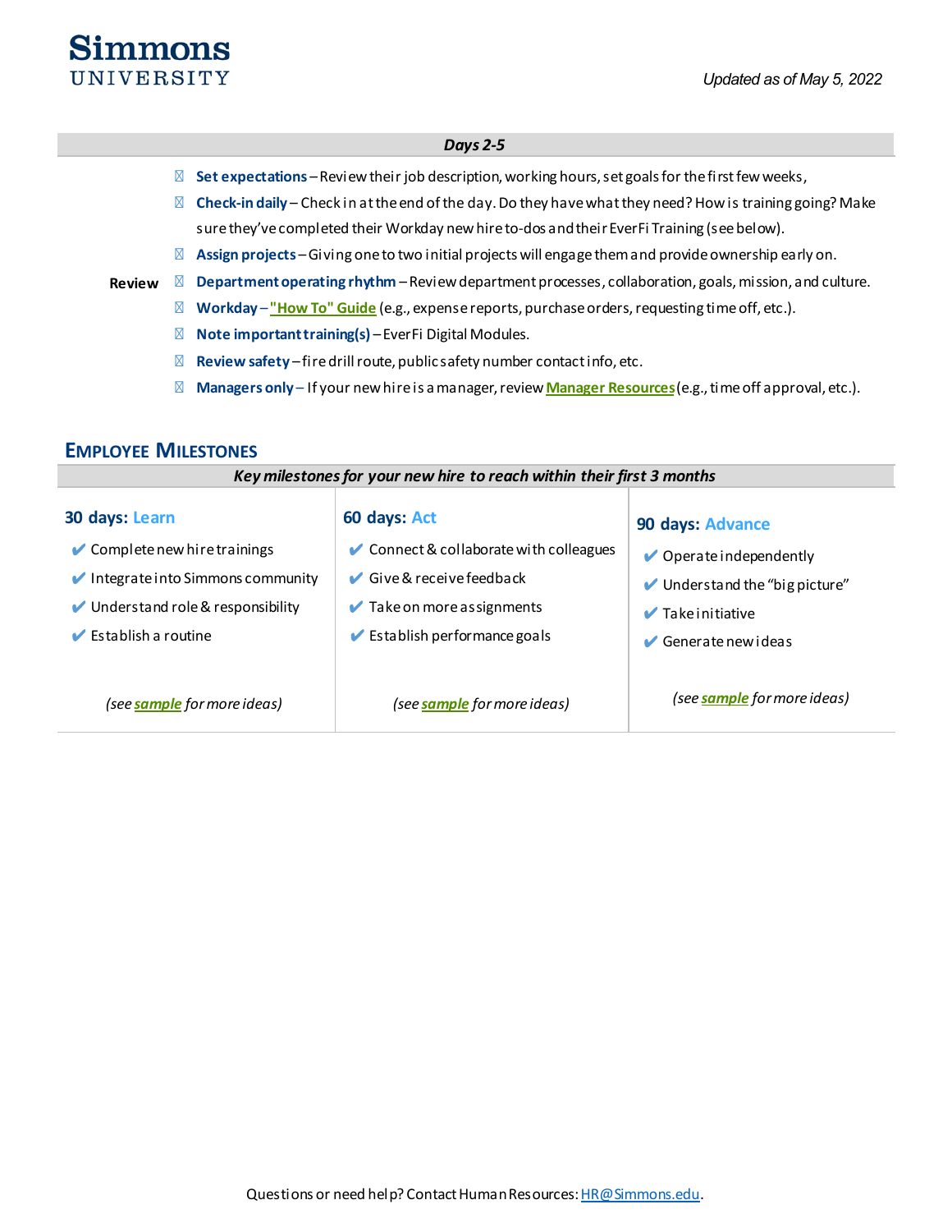*Updated as of May 5, 2022*

| *Days 2-5* | |
|---|---|
| **Review** | - **Set expectations** – Review their job description, working hours, set goals for the first few weeks,<br>- **Check-in daily** – Check in at the end of the day. Do they have what they need? How is training going? Make sure they've completed their Workday new hire to-dos and their EverFi Training (see below).<br>- **Assign projects** – Giving one to two initial projects will engage them and provide ownership early on.<br>- **Department operating rhythm** – Review department processes, collaboration, goals, mission, and culture.<br>- **Workday** – **"How To" Guide** (e.g., expense reports, purchase orders, requesting time off, etc.).<br>- **Note important training(s)** – EverFi Digital Modules.<br>- **Review safety** – fire drill route, public safety number contact info, etc.<br>- **Managers only** – If your new hire is a manager, review **Manager Resources** (e.g., time off approval, etc.). |

## Employee Milestones

*Key milestones for your new hire to reach within their first 3 months*

| **30 days: Learn** | **60 days: Act** | **90 days: Advance** |
|---|---|---|
| ✔ Complete new hire trainings<br>✔ Integrate into Simmons community<br>✔ Understand role & responsibility<br>✔ Establish a routine | ✔ Connect & collaborate with colleagues<br>✔ Give & receive feedback<br>✔ Take on more assignments<br>✔ Establish performance goals | ✔ Operate independently<br>✔ Understand the "big picture"<br>✔ Take initiative<br>✔ Generate new ideas |
| *(see **sample** for more ideas)* | *(see **sample** for more ideas)* | *(see **sample** for more ideas)* |

Questions or need help? Contact Human Resources: HR@Simmons.edu.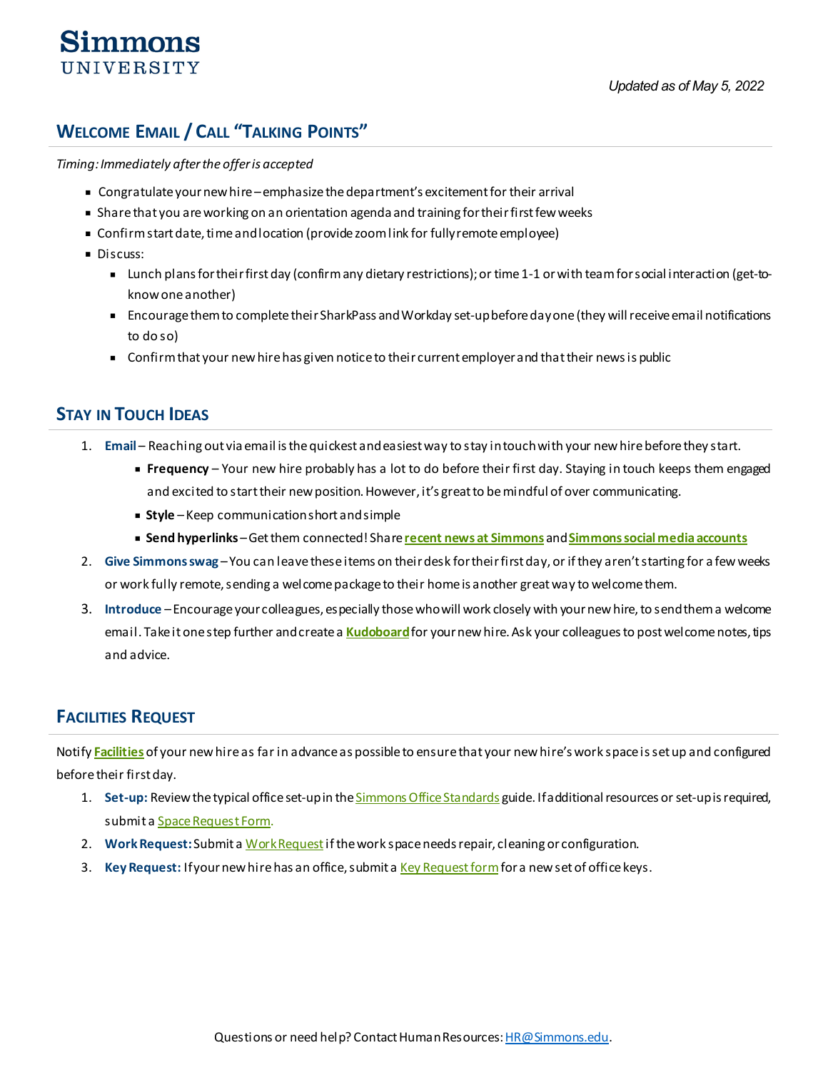Simmons UNIVERSITY

*Updated as of May 5, 2022*

## Welcome Email / Call "Talking Points"

*Timing: Immediately after the offer is accepted*

- Congratulate your new hire – emphasize the department's excitement for their arrival
- Share that you are working on an orientation agenda and training for their first few weeks
- Confirm start date, time and location (provide zoom link for fully remote employee)
- Discuss:
  - Lunch plans for their first day (confirm any dietary restrictions); or time 1-1 or with team for social interaction (get-to-know one another)
  - Encourage them to complete their SharkPass and Workday set-up before day one (they will receive email notifications to do so)
  - Confirm that your new hire has given notice to their current employer and that their news is public

## Stay in Touch Ideas

1. **Email** – Reaching out via email is the quickest and easiest way to stay in touch with your new hire before they start.
   - **Frequency** – Your new hire probably has a lot to do before their first day. Staying in touch keeps them engaged and excited to start their new position. However, it's great to be mindful of over communicating.
   - **Style** – Keep communication short and simple
   - **Send hyperlinks** – Get them connected! Share **recent news at Simmons** and **Simmons social media accounts**
2. **Give Simmons swag** – You can leave these items on their desk for their first day, or if they aren't starting for a few weeks or work fully remote, sending a welcome package to their home is another great way to welcome them.
3. **Introduce** – Encourage your colleagues, especially those who will work closely with your new hire, to send them a welcome email. Take it one step further and create a **Kudoboard** for your new hire. Ask your colleagues to post welcome notes, tips and advice.

## Facilities Request

Notify **Facilities** of your new hire as far in advance as possible to ensure that your new hire's work space is set up and configured before their first day.

1. **Set-up:** Review the typical office set-up in the Simmons Office Standards guide. If additional resources or set-up is required, submit a Space Request Form.
2. **Work Request:** Submit a Work Request if the work space needs repair, cleaning or configuration.
3. **Key Request:** If your new hire has an office, submit a Key Request form for a new set of office keys.

Questions or need help? Contact Human Resources: HR@Simmons.edu.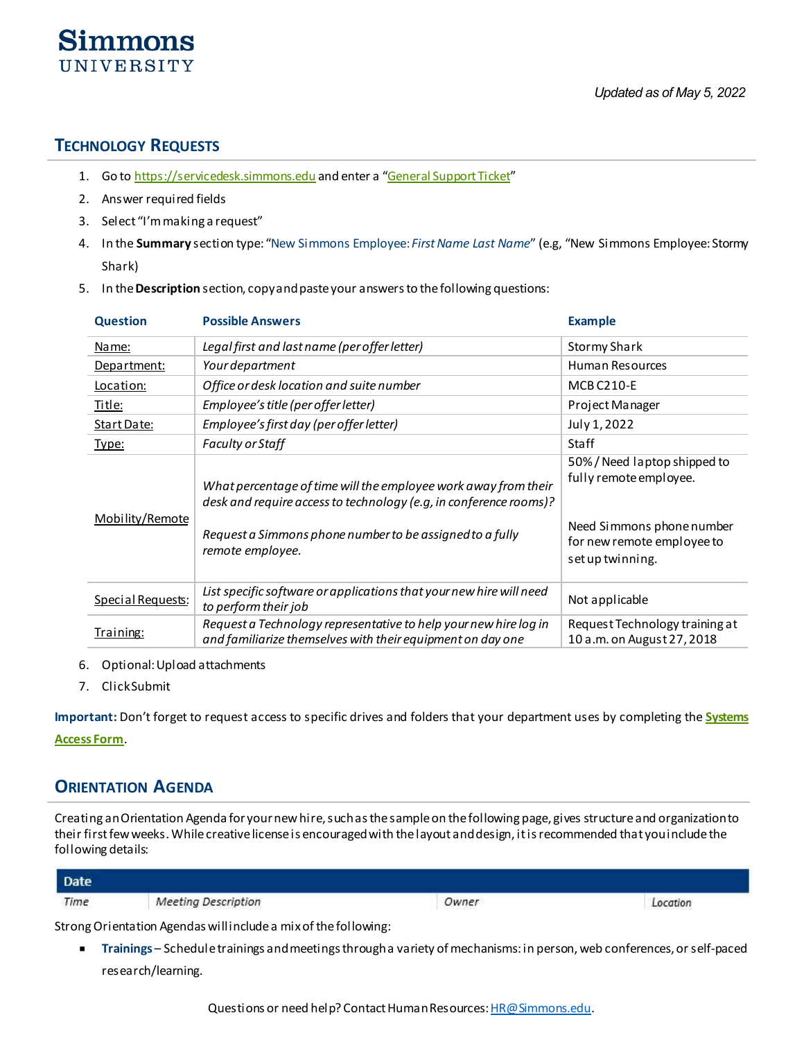Simmons UNIVERSITY

*Updated as of May 5, 2022*

## Technology Requests

1. Go to https://servicedesk.simmons.edu and enter a "General Support Ticket"
2. Answer required fields
3. Select "I'm making a request"
4. In the **Summary** section type: "New Simmons Employee: *First Name Last Name*" (e.g, "New Simmons Employee: Stormy Shark)
5. In the **Description** section, copy and paste your answers to the following questions:

| Question | Possible Answers | Example |
|---|---|---|
| Name: | *Legal first and last name (per offer letter)* | Stormy Shark |
| Department: | *Your department* | Human Resources |
| Location: | *Office or desk location and suite number* | MCB C210-E |
| Title: | *Employee's title (per offer letter)* | Project Manager |
| Start Date: | *Employee's first day (per offer letter)* | July 1, 2022 |
| Type: | *Faculty or Staff* | Staff |
| Mobility/Remote | *What percentage of time will the employee work away from their desk and require access to technology (e.g, in conference rooms)?* *Request a Simmons phone number to be assigned to a fully remote employee.* | 50% / Need laptop shipped to fully remote employee. Need Simmons phone number for new remote employee to set up twinning. |
| Special Requests: | *List specific software or applications that your new hire will need to perform their job* | Not applicable |
| Training: | *Request a Technology representative to help your new hire log in and familiarize themselves with their equipment on day one* | Request Technology training at 10 a.m. on August 27, 2018 |

6. Optional: Upload attachments
7. Click Submit

**Important:** Don't forget to request access to specific drives and folders that your department uses by completing the **Systems Access Form**.

## Orientation Agenda

Creating an Orientation Agenda for your new hire, such as the sample on the following page, gives structure and organization to their first few weeks. While creative license is encouraged with the layout and design, it is recommended that you include the following details:

| Date | | | |
|---|---|---|---|
| *Time* | *Meeting Description* | *Owner* | *Location* |

Strong Orientation Agendas will include a mix of the following:

- **Trainings** – Schedule trainings and meetings through a variety of mechanisms: in person, web conferences, or self-paced research/learning.

Questions or need help? Contact Human Resources: HR@Simmons.edu.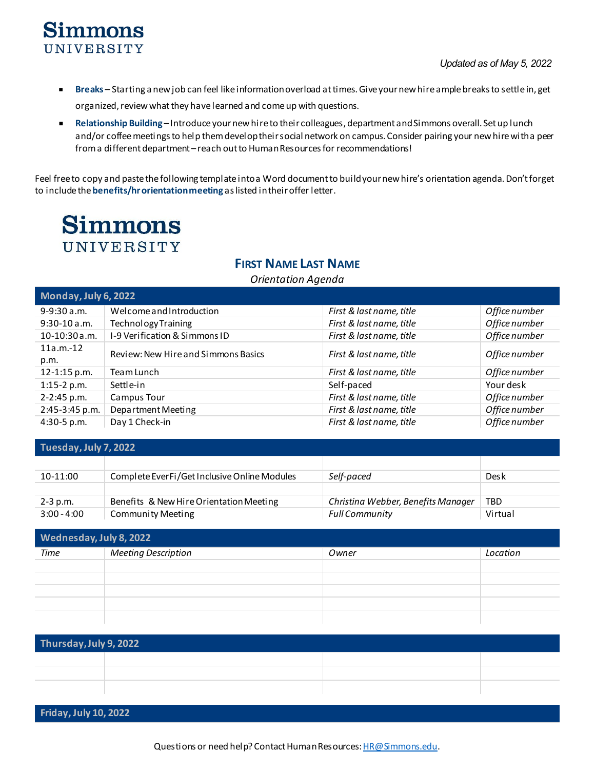**Simmons**
UNIVERSITY

*Updated as of May 5, 2022*

- **Breaks** – Starting a new job can feel like information overload at times. Give your new hire ample breaks to settle in, get organized, review what they have learned and come up with questions.
- **Relationship Building** – Introduce your new hire to their colleagues, department and Simmons overall. Set up lunch and/or coffee meetings to help them develop their social network on campus. Consider pairing your new hire with a peer from a different department – reach out to Human Resources for recommendations!

Feel free to copy and paste the following template into a Word document to build your new hire's orientation agenda. Don't forget to include the **benefits/hr orientation meeting** as listed in their offer letter.

**Simmons**
UNIVERSITY

## FIRST NAME LAST NAME

*Orientation Agenda*

| **Monday, July 6, 2022** | | | |
|---|---|---|---|
| 9-9:30 a.m. | Welcome and Introduction | *First & last name, title* | *Office number* |
| 9:30-10 a.m. | Technology Training | *First & last name, title* | *Office number* |
| 10-10:30 a.m. | I-9 Verification & Simmons ID | *First & last name, title* | *Office number* |
| 11a.m.-12 p.m. | Review: New Hire and Simmons Basics | *First & last name, title* | *Office number* |
| 12-1:15 p.m. | Team Lunch | *First & last name, title* | *Office number* |
| 1:15-2 p.m. | Settle-in | Self-paced | Your desk |
| 2-2:45 p.m. | Campus Tour | *First & last name, title* | *Office number* |
| 2:45-3:45 p.m. | Department Meeting | *First & last name, title* | *Office number* |
| 4:30-5 p.m. | Day 1 Check-in | *First & last name, title* | *Office number* |

| **Tuesday, July 7, 2022** | | | |
|---|---|---|---|
| | | | |
| 10-11:00 | Complete EverFi/Get Inclusive Online Modules | *Self-paced* | Desk |
| | | | |
| 2-3 p.m. | Benefits & New Hire Orientation Meeting | *Christina Webber, Benefits Manager* | TBD |
| 3:00 - 4:00 | Community Meeting | *Full Community* | Virtual |

| **Wednesday, July 8, 2022** | | | |
|---|---|---|---|
| *Time* | *Meeting Description* | *Owner* | *Location* |
| | | | |
| | | | |
| | | | |
| | | | |
| | | | |

| **Thursday, July 9, 2022** | | | |
|---|---|---|---|
| | | | |
| | | | |
| | | | |

| **Friday, July 10, 2022** |
|---|

Questions or need help? Contact Human Resources: HR@Simmons.edu.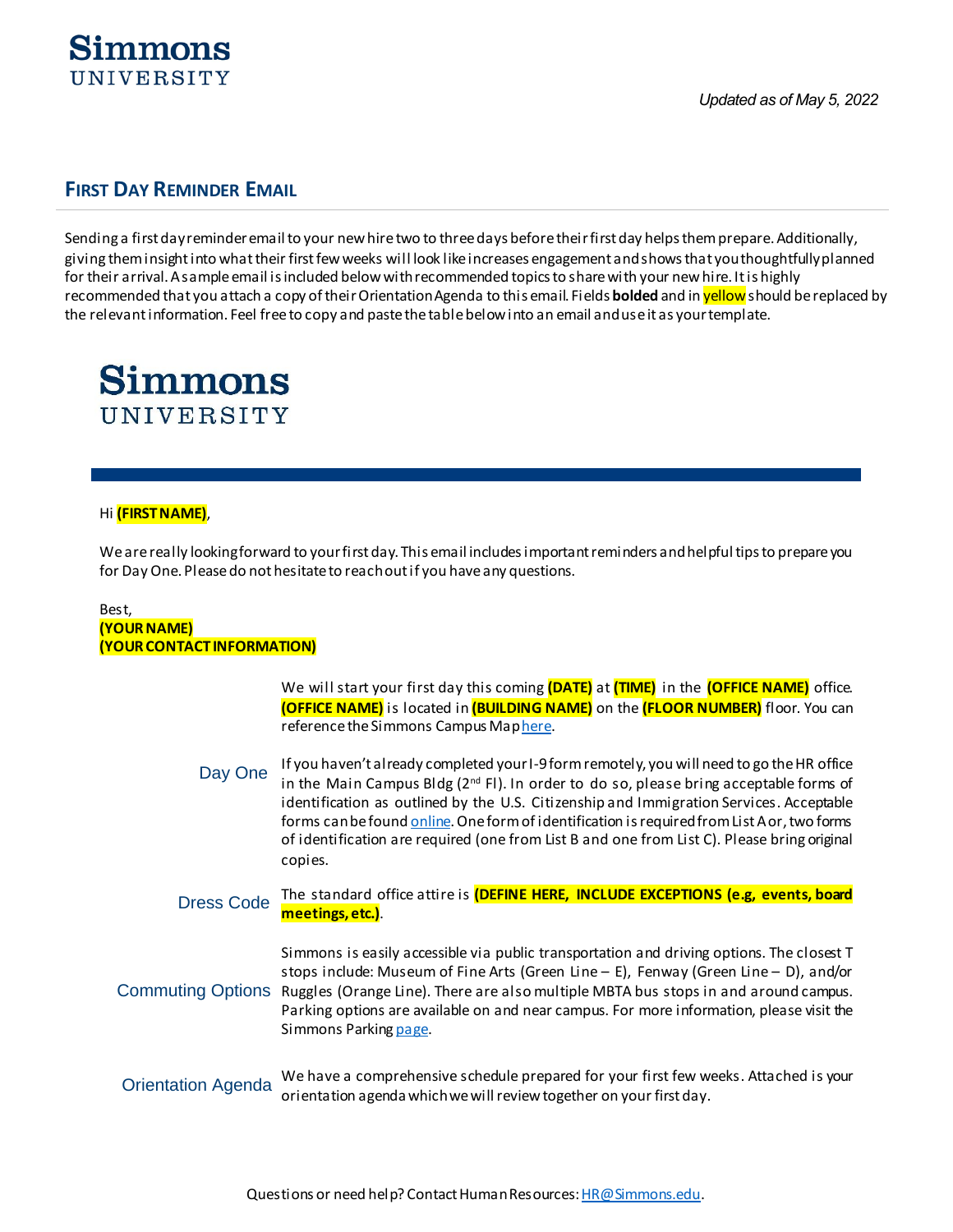*Updated as of May 5, 2022*

## FIRST DAY REMINDER EMAIL

Sending a first day reminder email to your new hire two to three days before their first day helps them prepare. Additionally, giving them insight into what their first few weeks will look like increases engagement and shows that you thoughtfully planned for their arrival. A sample email is included below with recommended topics to share with your new hire. It is highly recommended that you attach a copy of their Orientation Agenda to this email. Fields **bolded** and in yellow should be replaced by the relevant information. Feel free to copy and paste the table below into an email and use it as your template.

**Simmons UNIVERSITY**

Hi **(FIRST NAME)**,

We are really looking forward to your first day. This email includes important reminders and helpful tips to prepare you for Day One. Please do not hesitate to reach out if you have any questions.

Best,
**(YOUR NAME)**
**(YOUR CONTACT INFORMATION)**

| | |
|---|---|
| Day One | We will start your first day this coming **(DATE)** at **(TIME)** in the **(OFFICE NAME)** office. **(OFFICE NAME)** is located in **(BUILDING NAME)** on the **(FLOOR NUMBER)** floor. You can reference the Simmons Campus Map [here](). <br><br> If you haven't already completed your I-9 form remotely, you will need to go the HR office in the Main Campus Bldg (2nd Fl). In order to do so, please bring acceptable forms of identification as outlined by the U.S. Citizenship and Immigration Services. Acceptable forms can be found [online](). One form of identification is required from List A or, two forms of identification are required (one from List B and one from List C). Please bring original copies. |
| Dress Code | The standard office attire is **(DEFINE HERE, INCLUDE EXCEPTIONS (e.g, events, board meetings, etc.)**. |
| Commuting Options | Simmons is easily accessible via public transportation and driving options. The closest T stops include: Museum of Fine Arts (Green Line – E), Fenway (Green Line – D), and/or Ruggles (Orange Line). There are also multiple MBTA bus stops in and around campus. Parking options are available on and near campus. For more information, please visit the Simmons Parking [page](). |
| Orientation Agenda | We have a comprehensive schedule prepared for your first few weeks. Attached is your orientation agenda which we will review together on your first day. |

Questions or need help? Contact Human Resources: [HR@Simmons.edu](mailto:HR@Simmons.edu).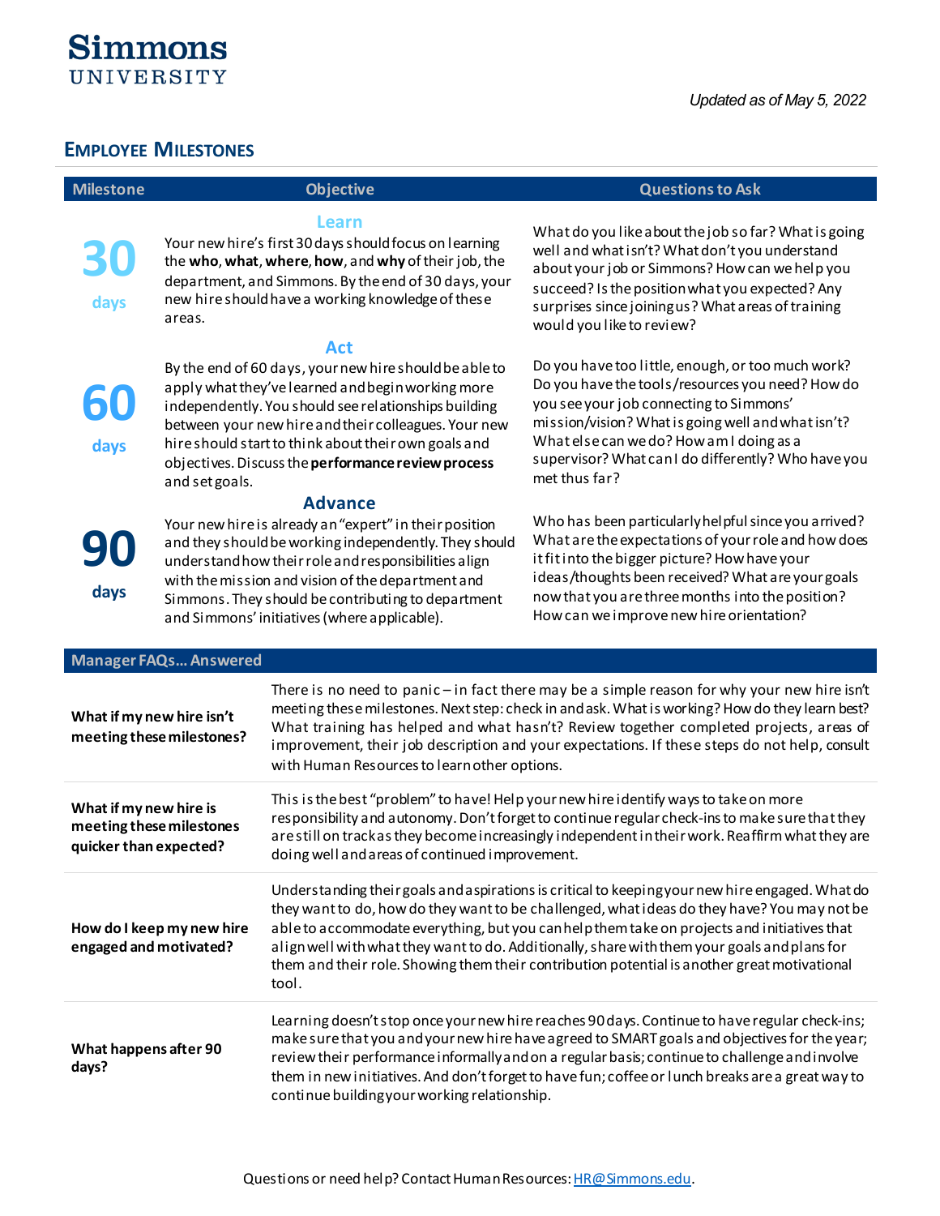Simmons
UNIVERSITY

*Updated as of May 5, 2022*

## EMPLOYEE MILESTONES

| Milestone | Objective | Questions to Ask |
| --- | --- | --- |
| **30** days | **Learn** Your new hire's first 30 days should focus on learning the **who**, **what**, **where**, **how**, and **why** of their job, the department, and Simmons. By the end of 30 days, your new hire should have a working knowledge of these areas. | What do you like about the job so far? What is going well and what isn't? What don't you understand about your job or Simmons? How can we help you succeed? Is the position what you expected? Any surprises since joining us? What areas of training would you like to review? |
| **60** days | **Act** By the end of 60 days, your new hire should be able to apply what they've learned and begin working more independently. You should see relationships building between your new hire and their colleagues. Your new hire should start to think about their own goals and objectives. Discuss the **performance review process** and set goals. | Do you have too little, enough, or too much work? Do you have the tools/resources you need? How do you see your job connecting to Simmons' mission/vision? What is going well and what isn't? What else can we do? How am I doing as a supervisor? What can I do differently? Who have you met thus far? |
| **90** days | **Advance** Your new hire is already an "expert" in their position and they should be working independently. They should understand how their role and responsibilities align with the mission and vision of the department and Simmons. They should be contributing to department and Simmons' initiatives (where applicable). | Who has been particularly helpful since you arrived? What are the expectations of your role and how does it fit into the bigger picture? How have your ideas/thoughts been received? What are your goals now that you are three months into the position? How can we improve new hire orientation? |

| Manager FAQs... Answered | |
| --- | --- |
| **What if my new hire isn't meeting these milestones?** | There is no need to panic – in fact there may be a simple reason for why your new hire isn't meeting these milestones. Next step: check in and ask. What is working? How do they learn best? What training has helped and what hasn't? Review together completed projects, areas of improvement, their job description and your expectations. If these steps do not help, consult with Human Resources to learn other options. |
| **What if my new hire is meeting these milestones quicker than expected?** | This is the best "problem" to have! Help your new hire identify ways to take on more responsibility and autonomy. Don't forget to continue regular check-ins to make sure that they are still on track as they become increasingly independent in their work. Reaffirm what they are doing well and areas of continued improvement. |
| **How do I keep my new hire engaged and motivated?** | Understanding their goals and aspirations is critical to keeping your new hire engaged. What do they want to do, how do they want to be challenged, what ideas do they have? You may not be able to accommodate everything, but you can help them take on projects and initiatives that align well with what they want to do. Additionally, share with them your goals and plans for them and their role. Showing them their contribution potential is another great motivational tool. |
| **What happens after 90 days?** | Learning doesn't stop once your new hire reaches 90 days. Continue to have regular check-ins; make sure that you and your new hire have agreed to SMART goals and objectives for the year; review their performance informally and on a regular basis; continue to challenge and involve them in new initiatives. And don't forget to have fun; coffee or lunch breaks are a great way to continue building your working relationship. |

Questions or need help? Contact Human Resources: HR@Simmons.edu.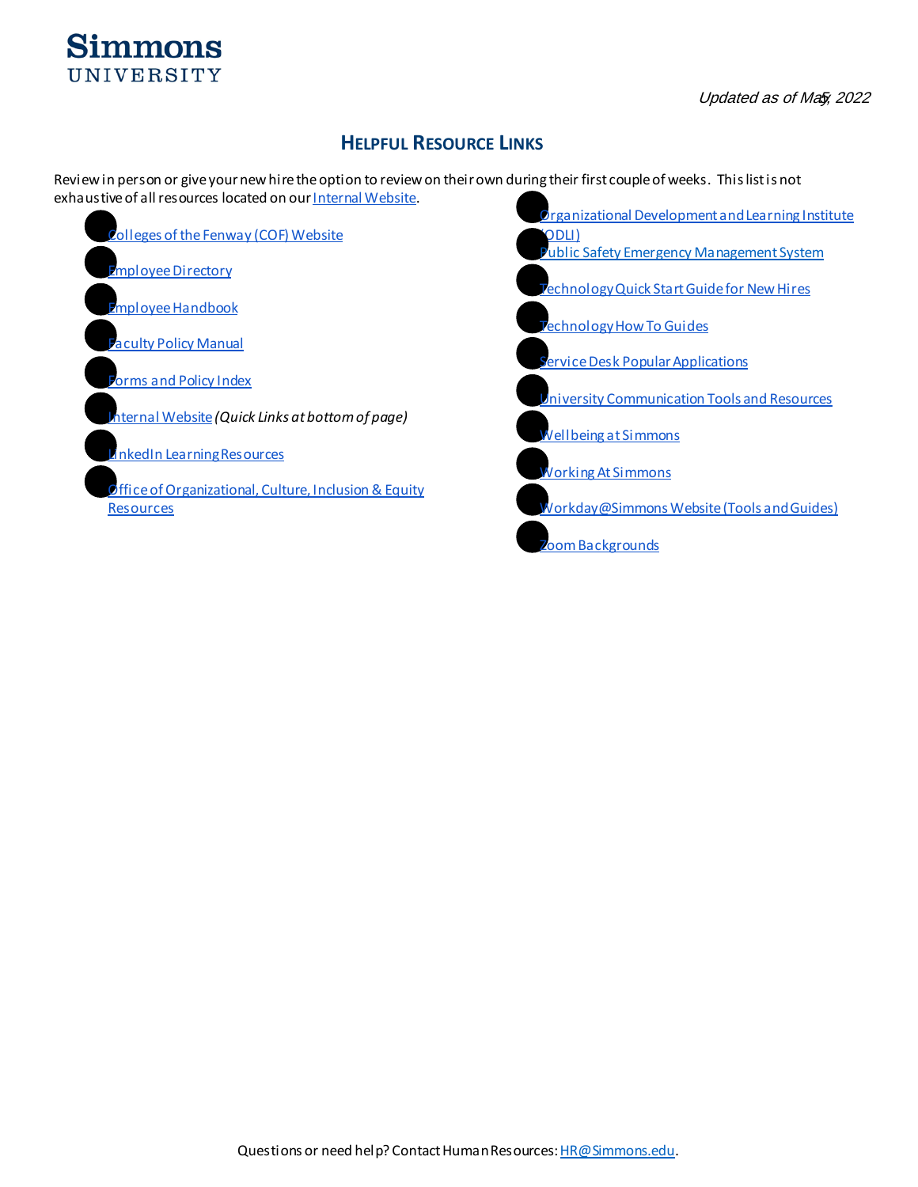Simmons UNIVERSITY

*Updated as of May 5, 2022*

## HELPFUL RESOURCE LINKS

Review in person or give your new hire the option to review on their own during their first couple of weeks. This list is not exhaustive of all resources located on our Internal Website.

- Colleges of the Fenway (COF) Website
- Employee Directory
- Employee Handbook
- Faculty Policy Manual
- Forms and Policy Index
- Internal Website *(Quick Links at bottom of page)*
- LinkedIn Learning Resources
- Office of Organizational, Culture, Inclusion & Equity Resources
- Organizational Development and Learning Institute (ODLI)
- Public Safety Emergency Management System
- Technology Quick Start Guide for New Hires
- Technology How To Guides
- Service Desk Popular Applications
- University Communication Tools and Resources
- Wellbeing at Simmons
- Working At Simmons
- Workday@Simmons Website (Tools and Guides)
- Zoom Backgrounds

Questions or need help? Contact Human Resources: HR@Simmons.edu.